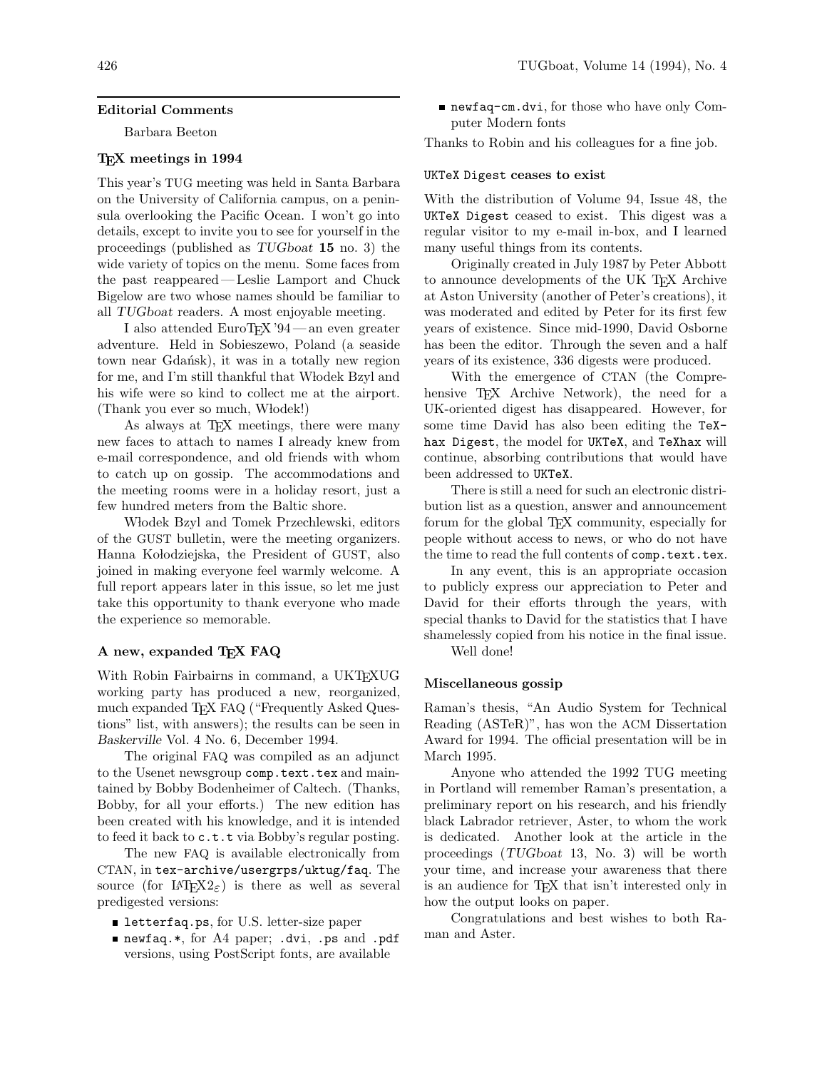## Editorial Comments

Barbara Beeton

### TeX meetings in 1994

This year's TUG meeting was held in Santa Barbara on the University of California campus, on a peninsula overlooking the Pacific Ocean. I won't go into details, except to invite you to see for yourself in the proceedings (published as *TUGboat* **15** no. 3) the wide variety of topics on the menu. Some faces from the past reappeared — Leslie Lamport and Chuck Bigelow are two whose names should be familiar to all *TUGboat* readers. A most enjoyable meeting.

I also attended EuroTeX '94 — an even greater adventure. Held in Sobieszewo, Poland (a seaside town near Gdańsk), it was in a totally new region for me, and I'm still thankful that Włodek Bzyl and his wife were so kind to collect me at the airport. (Thank you ever so much, Włodek!)

As always at TeX meetings, there were many new faces to attach to names I already knew from e-mail correspondence, and old friends with whom to catch up on gossip. The accommodations and the meeting rooms were in a holiday resort, just a few hundred meters from the Baltic shore.

Włodek Bzyl and Tomek Przechlewski, editors of the GUST bulletin, were the meeting organizers. Hanna Kołodziejska, the President of GUST, also joined in making everyone feel warmly welcome. A full report appears later in this issue, so let me just take this opportunity to thank everyone who made the experience so memorable.

### A new, expanded TeX FAQ

With Robin Fairbairns in command, a UKTeXUG working party has produced a new, reorganized, much expanded TeX FAQ ("Frequently Asked Questions" list, with answers); the results can be seen in *Baskerville* Vol. 4 No. 6, December 1994.

The original FAQ was compiled as an adjunct to the Usenet newsgroup `comp.text.tex` and maintained by Bobby Bodenheimer of Caltech. (Thanks, Bobby, for all your efforts.) The new edition has been created with his knowledge, and it is intended to feed it back to `c.t.t` via Bobby's regular posting.

The new FAQ is available electronically from CTAN, in `tex-archive/usergrps/uktug/faq`. The source (for LaTeX2$_\varepsilon$) is there as well as several predigested versions:

- `letterfaq.ps`, for U.S. letter-size paper
- `newfaq.*`, for A4 paper; `.dvi`, `.ps` and `.pdf` versions, using PostScript fonts, are available
- `newfaq-cm.dvi`, for those who have only Computer Modern fonts

Thanks to Robin and his colleagues for a fine job.

### `UKTeX Digest` ceases to exist

With the distribution of Volume 94, Issue 48, the `UKTeX Digest` ceased to exist. This digest was a regular visitor to my e-mail in-box, and I learned many useful things from its contents.

Originally created in July 1987 by Peter Abbott to announce developments of the UK TeX Archive at Aston University (another of Peter's creations), it was moderated and edited by Peter for its first few years of existence. Since mid-1990, David Osborne has been the editor. Through the seven and a half years of its existence, 336 digests were produced.

With the emergence of CTAN (the Comprehensive TeX Archive Network), the need for a UK-oriented digest has disappeared. However, for some time David has also been editing the `TeXhax Digest`, the model for `UKTeX`, and `TeXhax` will continue, absorbing contributions that would have been addressed to `UKTeX`.

There is still a need for such an electronic distribution list as a question, answer and announcement forum for the global TeX community, especially for people without access to news, or who do not have the time to read the full contents of `comp.text.tex`.

In any event, this is an appropriate occasion to publicly express our appreciation to Peter and David for their efforts through the years, with special thanks to David for the statistics that I have shamelessly copied from his notice in the final issue.

Well done!

### Miscellaneous gossip

Raman's thesis, "An Audio System for Technical Reading (ASTeR)", has won the ACM Dissertation Award for 1994. The official presentation will be in March 1995.

Anyone who attended the 1992 TUG meeting in Portland will remember Raman's presentation, a preliminary report on his research, and his friendly black Labrador retriever, Aster, to whom the work is dedicated. Another look at the article in the proceedings (*TUGboat* 13, No. 3) will be worth your time, and increase your awareness that there is an audience for TeX that isn't interested only in how the output looks on paper.

Congratulations and best wishes to both Raman and Aster.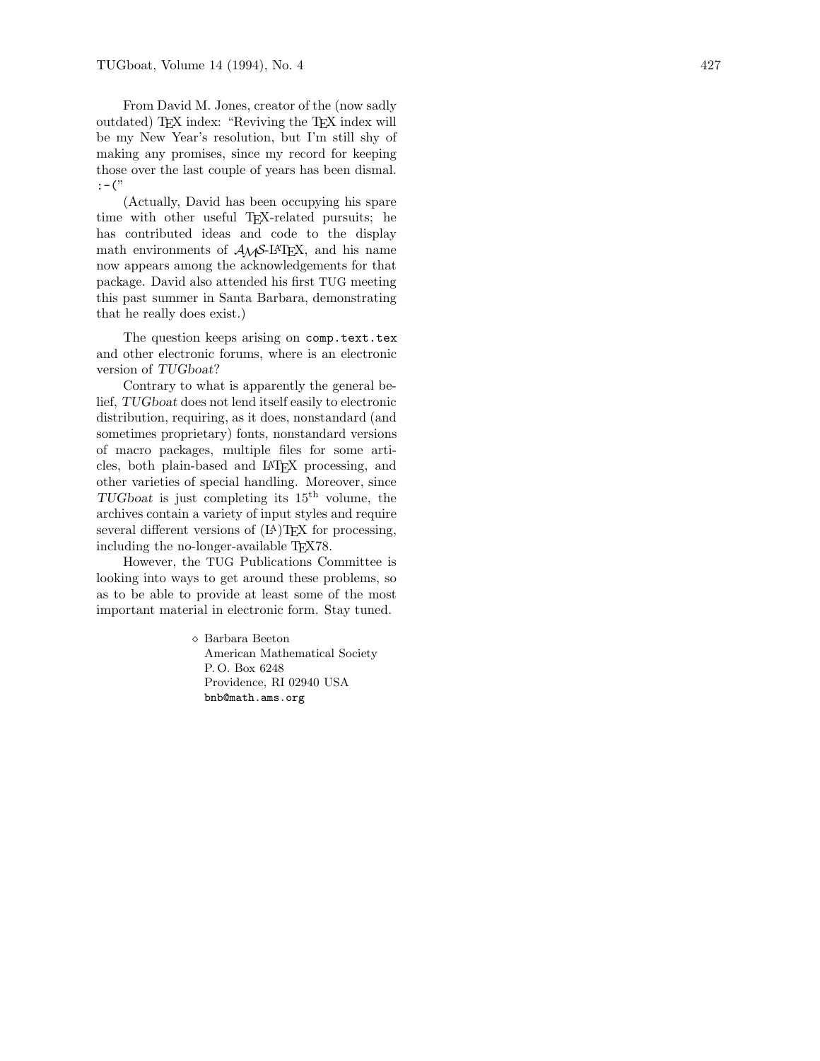From David M. Jones, creator of the (now sadly outdated) TeX index: "Reviving the TeX index will be my New Year's resolution, but I'm still shy of making any promises, since my record for keeping those over the last couple of years has been dismal. `:-(`"

(Actually, David has been occupying his spare time with other useful TeX-related pursuits; he has contributed ideas and code to the display math environments of AMS-LaTeX, and his name now appears among the acknowledgements for that package. David also attended his first TUG meeting this past summer in Santa Barbara, demonstrating that he really does exist.)

The question keeps arising on `comp.text.tex` and other electronic forums, where is an electronic version of *TUGboat*?

Contrary to what is apparently the general belief, *TUGboat* does not lend itself easily to electronic distribution, requiring, as it does, nonstandard (and sometimes proprietary) fonts, nonstandard versions of macro packages, multiple files for some articles, both plain-based and LaTeX processing, and other varieties of special handling. Moreover, since *TUGboat* is just completing its 15th volume, the archives contain a variety of input styles and require several different versions of (LA)TeX for processing, including the no-longer-available TeX78.

However, the TUG Publications Committee is looking into ways to get around these problems, so as to be able to provide at least some of the most important material in electronic form. Stay tuned.

◇ Barbara Beeton
American Mathematical Society
P. O. Box 6248
Providence, RI 02940 USA
`bnb@math.ams.org`